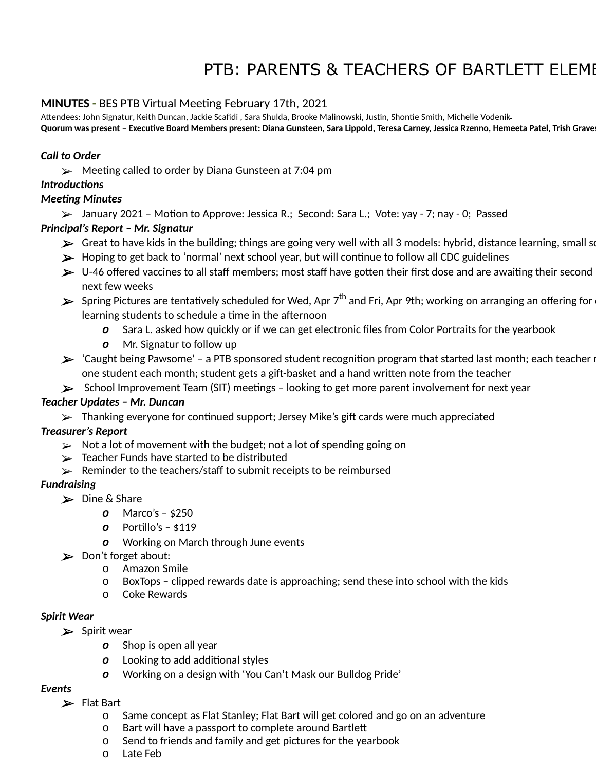# PTB: PARENTS & TEACHERS OF BARTLETT ELEME

**MINUTES** - BES PTB Virtual Meeting February 17th, 2021

Attendees: John Signatur, Keith Duncan, Jackie Scafidi , Sara Shulda, Brooke Malinowski, Justin, Shontie Smith, Michelle Vodenik-

**Quorum was present – Executive Board Members present: Diana Gunsteen, Sara Lippold, Teresa Carney, Jessica Rzenno, Hemeeta Patel, Trish Graves**

***Call to Order***

- Meeting called to order by Diana Gunsteen at 7:04 pm

***Introductions***

***Meeting Minutes***

- January 2021 – Motion to Approve: Jessica R.; Second: Sara L.; Vote: yay - 7; nay - 0; Passed

***Principal's Report – Mr. Signatur***

- Great to have kids in the building; things are going very well with all 3 models: hybrid, distance learning, small sc
- Hoping to get back to 'normal' next school year, but will continue to follow all CDC guidelines
- U-46 offered vaccines to all staff members; most staff have gotten their first dose and are awaiting their second next few weeks
- Spring Pictures are tentatively scheduled for Wed, Apr 7th and Fri, Apr 9th; working on arranging an offering for learning students to schedule a time in the afternoon
  - Sara L. asked how quickly or if we can get electronic files from Color Portraits for the yearbook
  - Mr. Signatur to follow up
- 'Caught being Pawsome' – a PTB sponsored student recognition program that started last month; each teacher one student each month; student gets a gift-basket and a hand written note from the teacher
- School Improvement Team (SIT) meetings – looking to get more parent involvement for next year

***Teacher Updates – Mr. Duncan***

- Thanking everyone for continued support; Jersey Mike's gift cards were much appreciated

***Treasurer's Report***

- Not a lot of movement with the budget; not a lot of spending going on
- Teacher Funds have started to be distributed
- Reminder to the teachers/staff to submit receipts to be reimbursed

***Fundraising***

- Dine & Share
  - Marco's – $250
  - Portillo's – $119
  - Working on March through June events
- Don't forget about:
  - Amazon Smile
  - BoxTops – clipped rewards date is approaching; send these into school with the kids
  - Coke Rewards

***Spirit Wear***

- Spirit wear
  - Shop is open all year
  - Looking to add additional styles
  - Working on a design with 'You Can't Mask our Bulldog Pride'

***Events***

- Flat Bart
  - Same concept as Flat Stanley; Flat Bart will get colored and go on an adventure
  - Bart will have a passport to complete around Bartlett
  - Send to friends and family and get pictures for the yearbook
  - Late Feb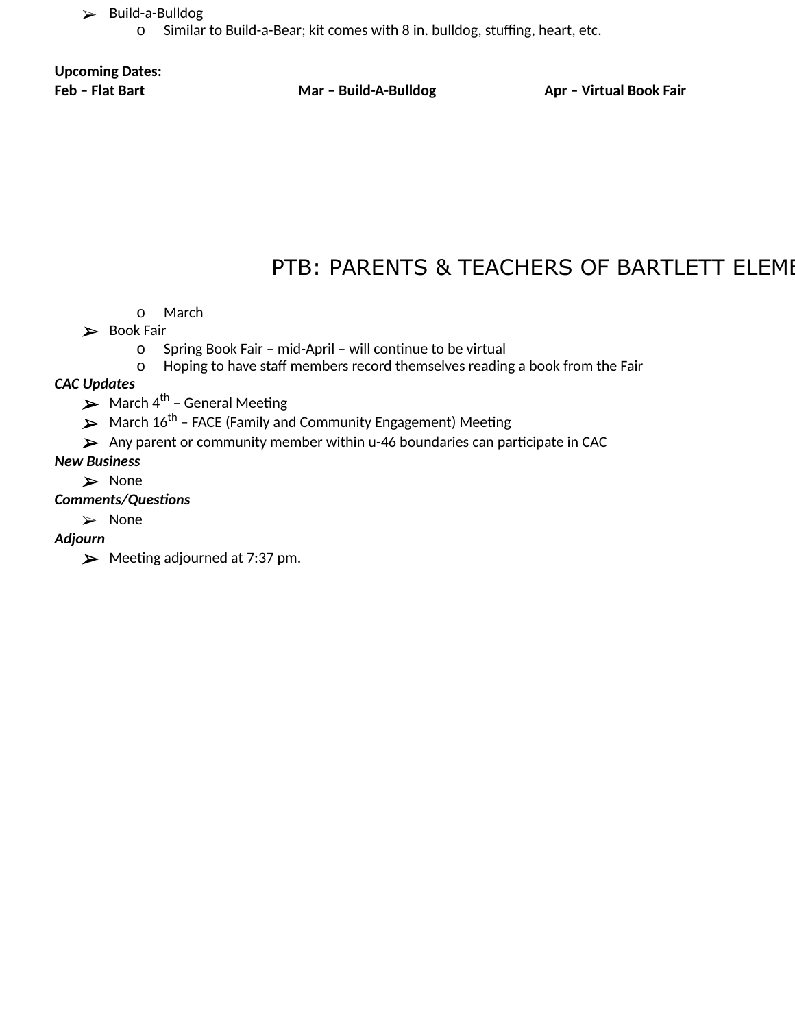- Build-a-Bulldog
  - Similar to Build-a-Bear; kit comes with 8 in. bulldog, stuffing, heart, etc.

**Upcoming Dates:**

**Feb – Flat Bart** **Mar – Build-A-Bulldog** **Apr – Virtual Book Fair**

- March
- Book Fair
  - Spring Book Fair – mid-April – will continue to be virtual
  - Hoping to have staff members record themselves reading a book from the Fair

***CAC Updates***

- March 4th – General Meeting
- March 16th – FACE (Family and Community Engagement) Meeting
- Any parent or community member within u-46 boundaries can participate in CAC

***New Business***

- None

***Comments/Questions***

- None

***Adjourn***

- Meeting adjourned at 7:37 pm.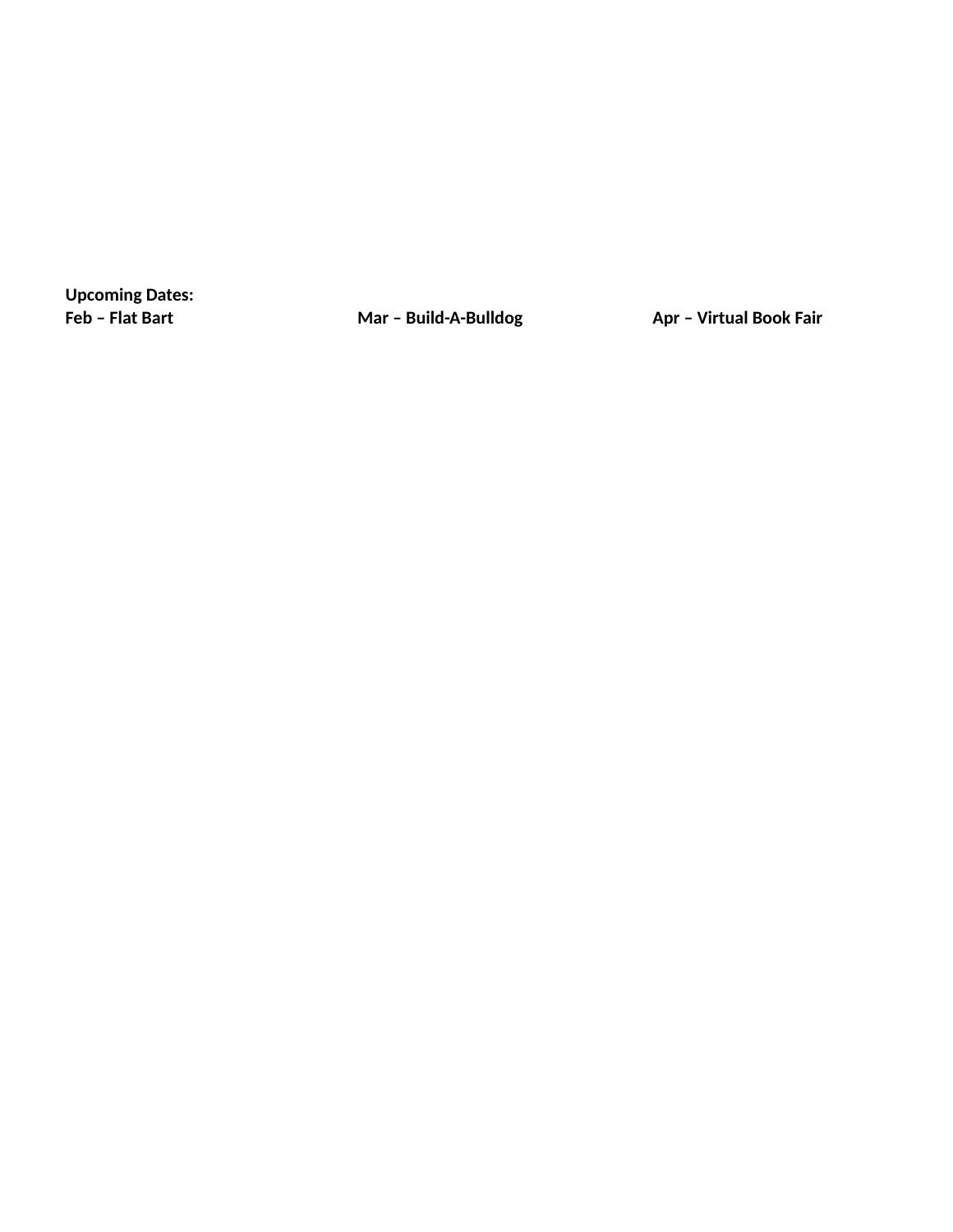**Upcoming Dates:**

**Feb – Flat Bart** **Mar – Build-A-Bulldog** **Apr – Virtual Book Fair**